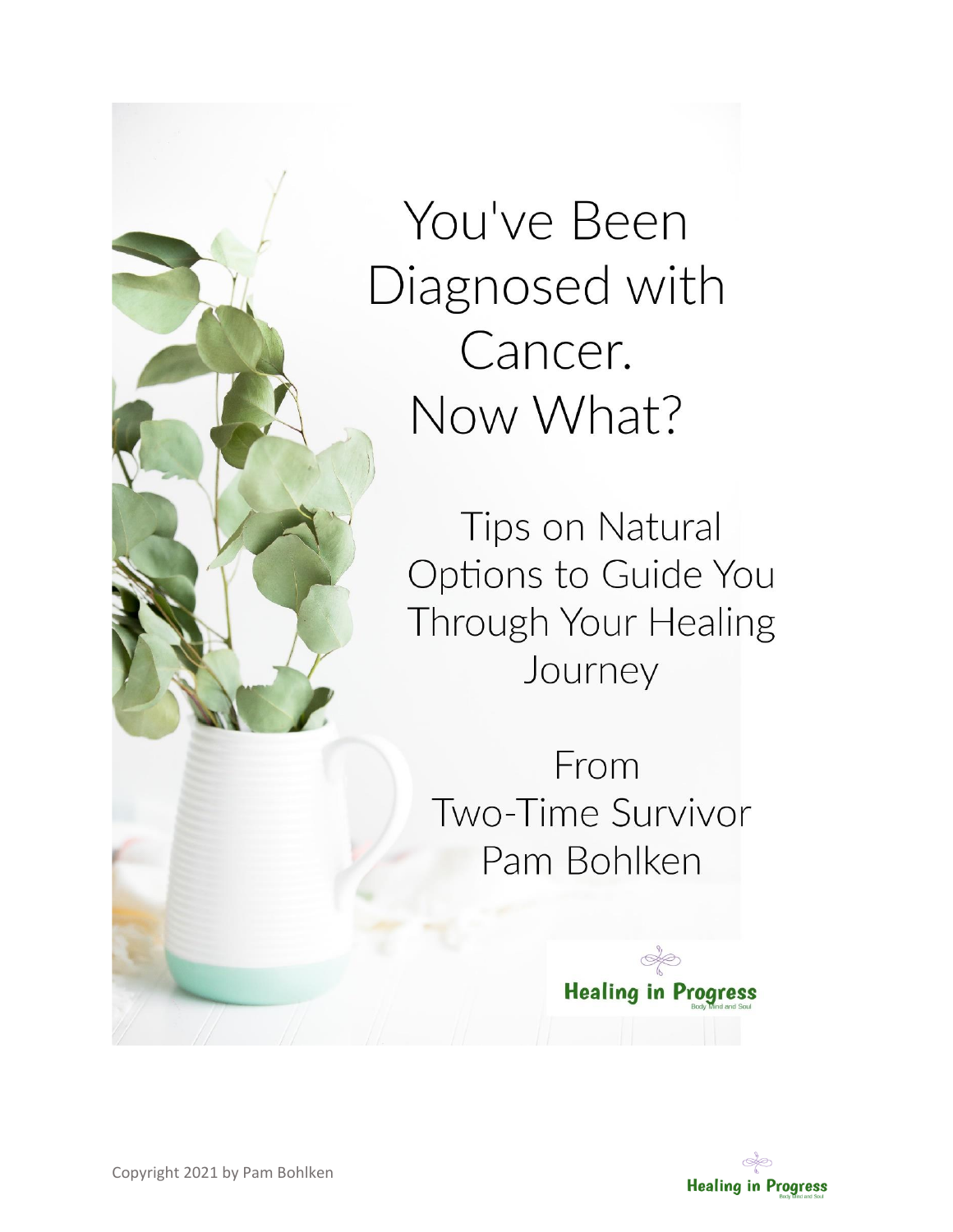# You've Been Diagnosed with Cancer. Now What?

## Tips on Natural Options to Guide You Through Your Healing Journey

From
Two-Time Survivor
Pam Bohlken

Healing in Progress
Body Mind and Soul

Copyright 2021 by Pam Bohlken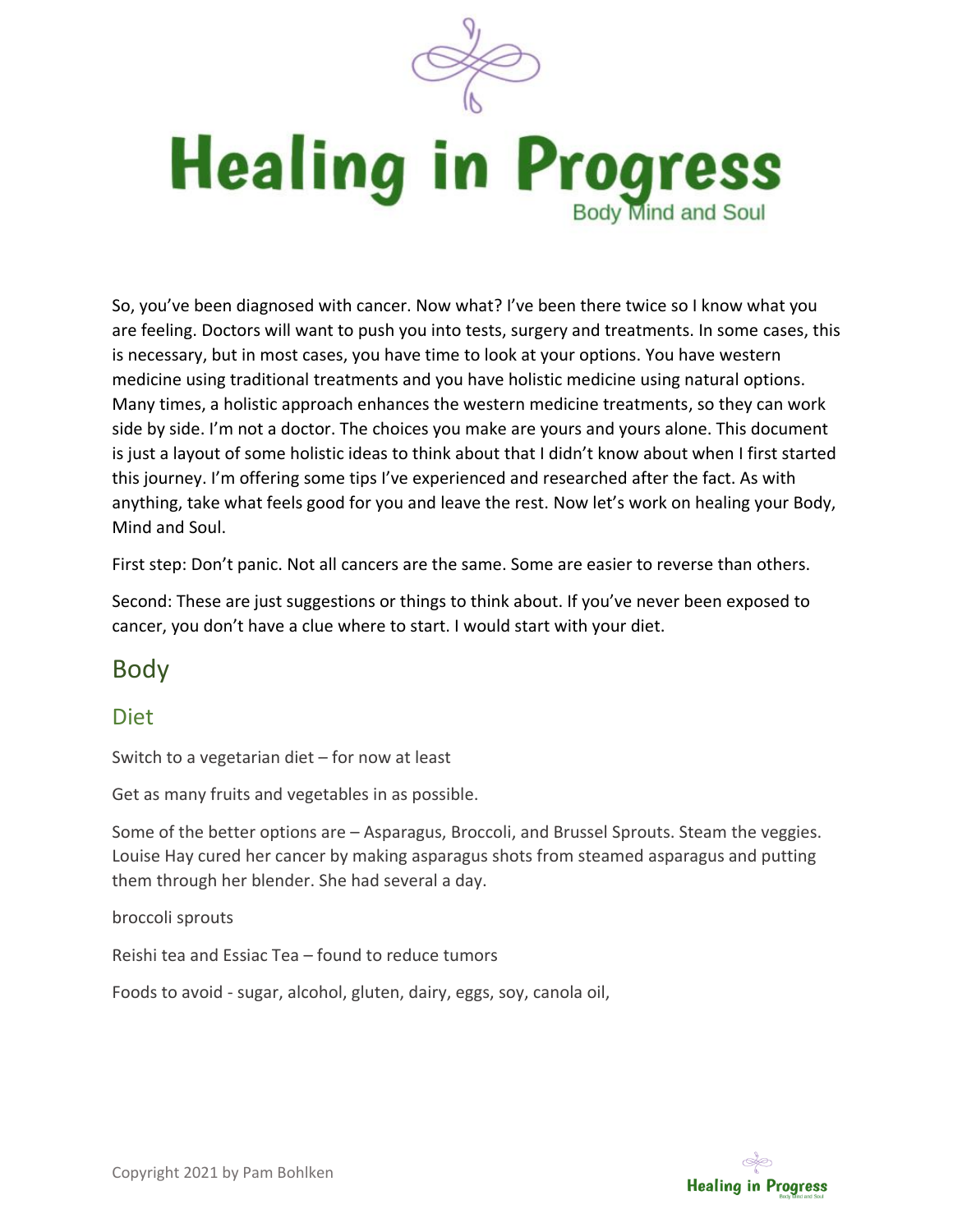# Healing in Progress

Body Mind and Soul

So, you've been diagnosed with cancer. Now what? I've been there twice so I know what you are feeling. Doctors will want to push you into tests, surgery and treatments. In some cases, this is necessary, but in most cases, you have time to look at your options. You have western medicine using traditional treatments and you have holistic medicine using natural options. Many times, a holistic approach enhances the western medicine treatments, so they can work side by side. I'm not a doctor. The choices you make are yours and yours alone. This document is just a layout of some holistic ideas to think about that I didn't know about when I first started this journey. I'm offering some tips I've experienced and researched after the fact. As with anything, take what feels good for you and leave the rest. Now let's work on healing your Body, Mind and Soul.

First step: Don't panic. Not all cancers are the same. Some are easier to reverse than others.

Second: These are just suggestions or things to think about. If you've never been exposed to cancer, you don't have a clue where to start. I would start with your diet.

## Body

### Diet

Switch to a vegetarian diet – for now at least

Get as many fruits and vegetables in as possible.

Some of the better options are – Asparagus, Broccoli, and Brussel Sprouts. Steam the veggies. Louise Hay cured her cancer by making asparagus shots from steamed asparagus and putting them through her blender. She had several a day.

broccoli sprouts

Reishi tea and Essiac Tea – found to reduce tumors

Foods to avoid - sugar, alcohol, gluten, dairy, eggs, soy, canola oil,

Copyright 2021 by Pam Bohlken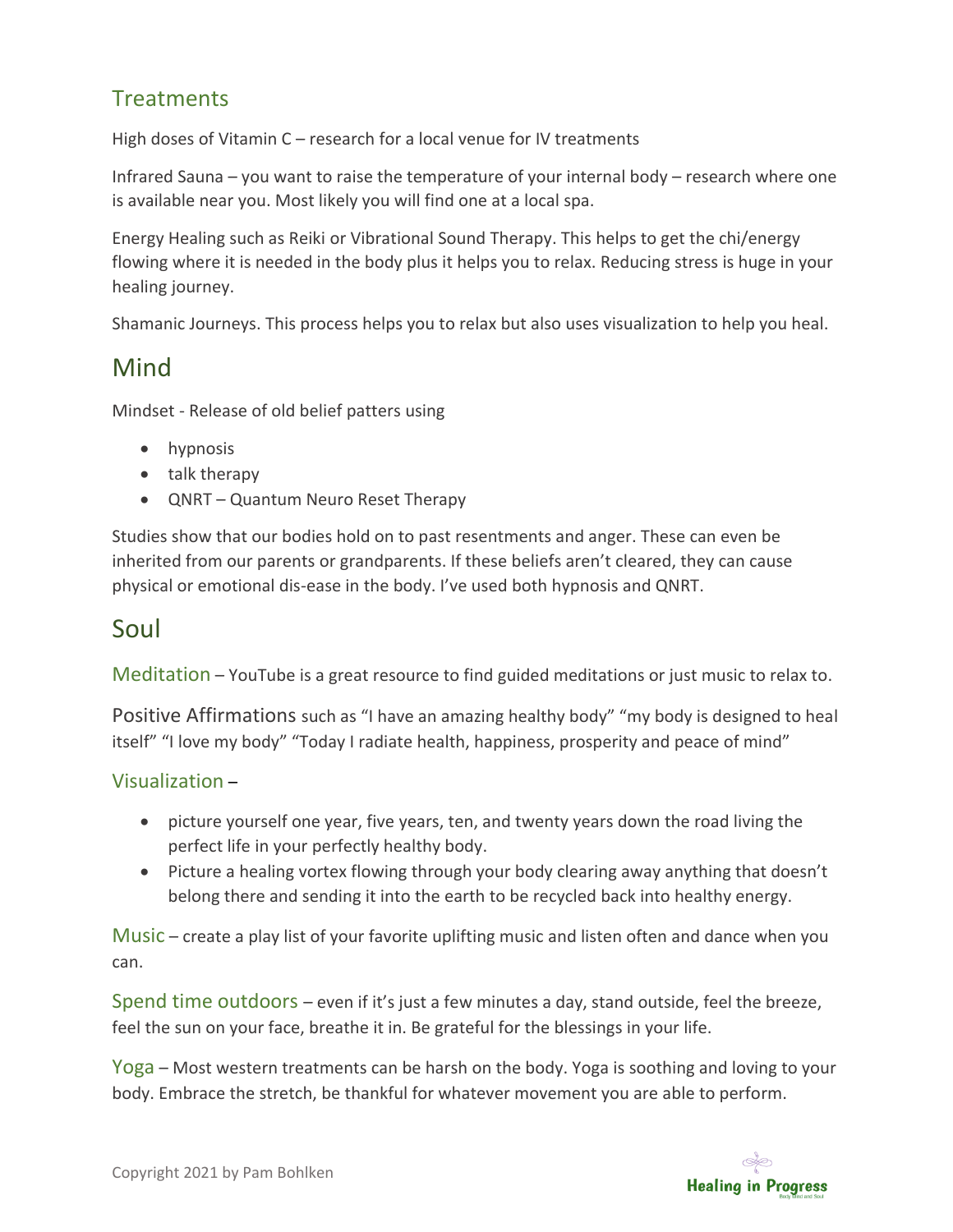## Treatments

High doses of Vitamin C – research for a local venue for IV treatments

Infrared Sauna – you want to raise the temperature of your internal body – research where one is available near you. Most likely you will find one at a local spa.

Energy Healing such as Reiki or Vibrational Sound Therapy. This helps to get the chi/energy flowing where it is needed in the body plus it helps you to relax. Reducing stress is huge in your healing journey.

Shamanic Journeys. This process helps you to relax but also uses visualization to help you heal.

# Mind

Mindset - Release of old belief patters using

- hypnosis
- talk therapy
- QNRT – Quantum Neuro Reset Therapy

Studies show that our bodies hold on to past resentments and anger. These can even be inherited from our parents or grandparents. If these beliefs aren't cleared, they can cause physical or emotional dis-ease in the body. I've used both hypnosis and QNRT.

# Soul

**Meditation** – YouTube is a great resource to find guided meditations or just music to relax to.

**Positive Affirmations** such as "I have an amazing healthy body" "my body is designed to heal itself" "I love my body" "Today I radiate health, happiness, prosperity and peace of mind"

**Visualization** –

- picture yourself one year, five years, ten, and twenty years down the road living the perfect life in your perfectly healthy body.
- Picture a healing vortex flowing through your body clearing away anything that doesn't belong there and sending it into the earth to be recycled back into healthy energy.

**Music** – create a play list of your favorite uplifting music and listen often and dance when you can.

**Spend time outdoors** – even if it's just a few minutes a day, stand outside, feel the breeze, feel the sun on your face, breathe it in. Be grateful for the blessings in your life.

**Yoga** – Most western treatments can be harsh on the body. Yoga is soothing and loving to your body. Embrace the stretch, be thankful for whatever movement you are able to perform.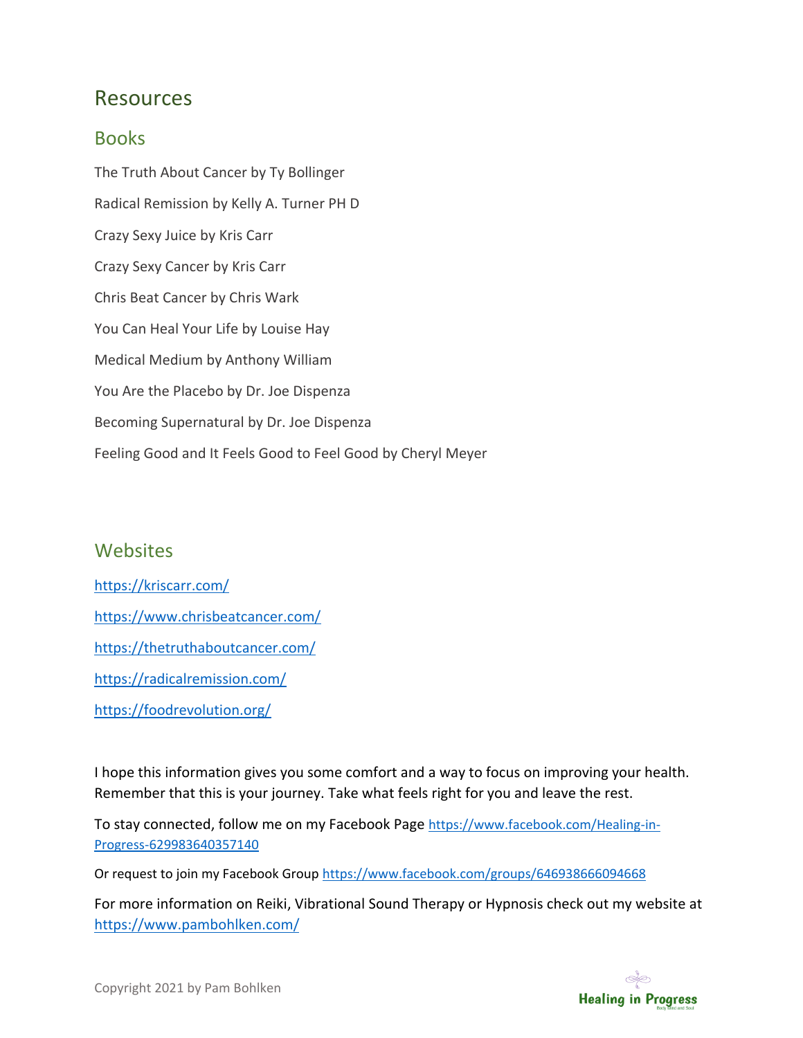# Resources

## Books

The Truth About Cancer by Ty Bollinger

Radical Remission by Kelly A. Turner PH D

Crazy Sexy Juice by Kris Carr

Crazy Sexy Cancer by Kris Carr

Chris Beat Cancer by Chris Wark

You Can Heal Your Life by Louise Hay

Medical Medium by Anthony William

You Are the Placebo by Dr. Joe Dispenza

Becoming Supernatural by Dr. Joe Dispenza

Feeling Good and It Feels Good to Feel Good by Cheryl Meyer

## Websites

https://kriscarr.com/

https://www.chrisbeatcancer.com/

https://thetruthaboutcancer.com/

https://radicalremission.com/

https://foodrevolution.org/

I hope this information gives you some comfort and a way to focus on improving your health. Remember that this is your journey. Take what feels right for you and leave the rest.

To stay connected, follow me on my Facebook Page https://www.facebook.com/Healing-in-Progress-629983640357140

Or request to join my Facebook Group https://www.facebook.com/groups/646938666094668

For more information on Reiki, Vibrational Sound Therapy or Hypnosis check out my website at https://www.pambohlken.com/

Copyright 2021 by Pam Bohlken

Healing in Progress